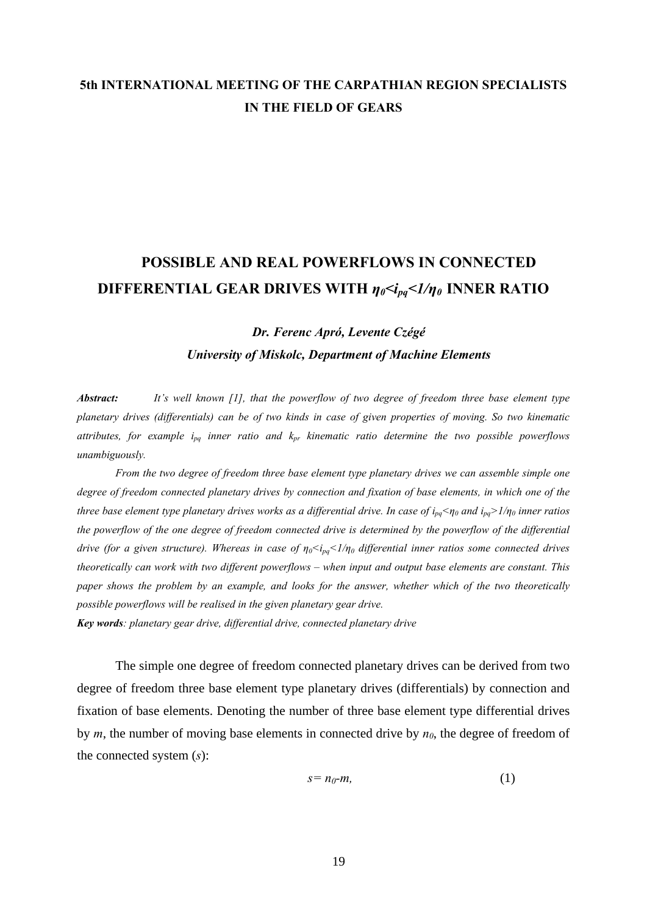**5th INTERNATIONAL MEETING OF THE CARPATHIAN REGION SPECIALISTS IN THE FIELD OF GEARS**

# POSSIBLE AND REAL POWERFLOWS IN CONNECTED DIFFERENTIAL GEAR DRIVES WITH $\eta_0<i_{pq}<1/\eta_0$ INNER RATIO

***Dr. Ferenc Apró, Levente Czégé***

***University of Miskolc, Department of Machine Elements***

***Abstract:*** *It's well known [1], that the powerflow of two degree of freedom three base element type planetary drives (differentials) can be of two kinds in case of given properties of moving. So two kinematic attributes, for example $i_{pq}$ inner ratio and $k_{pr}$ kinematic ratio determine the two possible powerflows unambiguously.*

*From the two degree of freedom three base element type planetary drives we can assemble simple one degree of freedom connected planetary drives by connection and fixation of base elements, in which one of the three base element type planetary drives works as a differential drive. In case of $i_{pq}<\eta_0$ and $i_{pq}>1/\eta_0$ inner ratios the powerflow of the one degree of freedom connected drive is determined by the powerflow of the differential drive (for a given structure). Whereas in case of $\eta_0<i_{pq}<1/\eta_0$ differential inner ratios some connected drives theoretically can work with two different powerflows – when input and output base elements are constant. This paper shows the problem by an example, and looks for the answer, whether which of the two theoretically possible powerflows will be realised in the given planetary gear drive.*

***Key words****: planetary gear drive, differential drive, connected planetary drive*

The simple one degree of freedom connected planetary drives can be derived from two degree of freedom three base element type planetary drives (differentials) by connection and fixation of base elements. Denoting the number of three base element type differential drives by *m*, the number of moving base elements in connected drive by $n_0$, the degree of freedom of the connected system (*s*):

$$s = n_0 - m, \tag{1}$$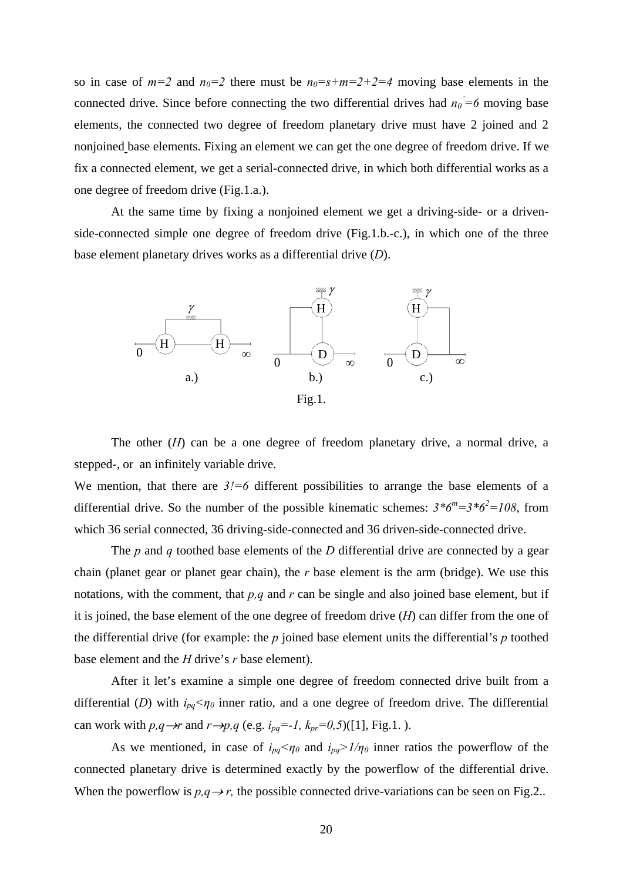so in case of $m=2$ and $n_0=2$ there must be $n_0=s+m=2+2=4$ moving base elements in the connected drive. Since before connecting the two differential drives had $n_0'=6$ moving base elements, the connected two degree of freedom planetary drive must have 2 joined and 2 nonjoined base elements. Fixing an element we can get the one degree of freedom drive. If we fix a connected element, we get a serial-connected drive, in which both differential works as a one degree of freedom drive (Fig.1.a.).

At the same time by fixing a nonjoined element we get a driving-side- or a driven-side-connected simple one degree of freedom drive (Fig.1.b.-c.), in which one of the three base element planetary drives works as a differential drive (*D*).

a.) b.) c.)

Fig.1.

The other (*H*) can be a one degree of freedom planetary drive, a normal drive, a stepped-, or an infinitely variable drive.

We mention, that there are $3!=6$ different possibilities to arrange the base elements of a differential drive. So the number of the possible kinematic schemes: $3*6^m=3*6^2=108$, from which 36 serial connected, 36 driving-side-connected and 36 driven-side-connected drive.

The *p* and *q* toothed base elements of the *D* differential drive are connected by a gear chain (planet gear or planet gear chain), the *r* base element is the arm (bridge). We use this notations, with the comment, that *p,q* and *r* can be single and also joined base element, but if it is joined, the base element of the one degree of freedom drive (*H*) can differ from the one of the differential drive (for example: the *p* joined base element units the differential's *p* toothed base element and the *H* drive's *r* base element).

After it let's examine a simple one degree of freedom connected drive built from a differential (*D*) with $i_{pq}<\eta_0$ inner ratio, and a one degree of freedom drive. The differential can work with $p,q \rightarrow r$ and $r \rightarrow p,q$ (e.g. $i_{pq}=-1$, $k_{pr}=0{,}5$)([1], Fig.1. ).

As we mentioned, in case of $i_{pq}<\eta_0$ and $i_{pq}>1/\eta_0$ inner ratios the powerflow of the connected planetary drive is determined exactly by the powerflow of the differential drive. When the powerflow is $p,q \rightarrow r$, the possible connected drive-variations can be seen on Fig.2..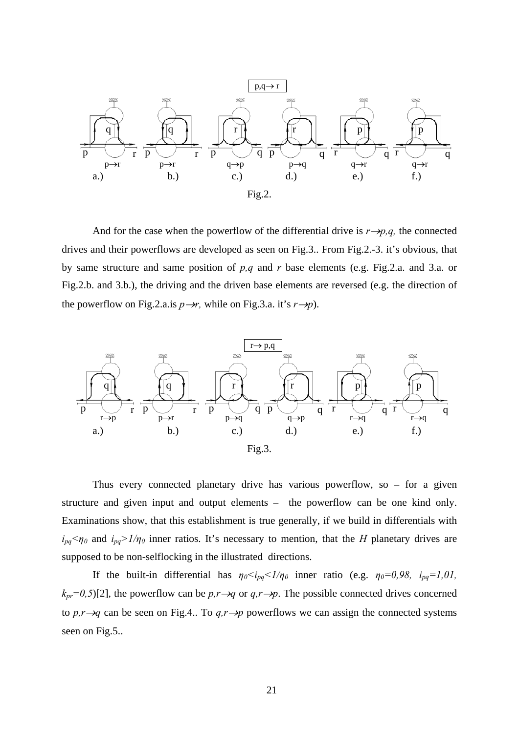Fig.2.

And for the case when the powerflow of the differential drive is $r \rightarrow p,q$, the connected drives and their powerflows are developed as seen on Fig.3.. From Fig.2.-3. it's obvious, that by same structure and same position of $p,q$ and $r$ base elements (e.g. Fig.2.a. and 3.a. or Fig.2.b. and 3.b.), the driving and the driven base elements are reversed (e.g. the direction of the powerflow on Fig.2.a.is $p \rightarrow r$, while on Fig.3.a. it's $r \rightarrow p$).

Fig.3.

Thus every connected planetary drive has various powerflow, so – for a given structure and given input and output elements – the powerflow can be one kind only. Examinations show, that this establishment is true generally, if we build in differentials with $i_{pq} < \eta_0$ and $i_{pq} > 1/\eta_0$ inner ratios. It's necessary to mention, that the *H* planetary drives are supposed to be non-selflocking in the illustrated directions.

If the built-in differential has $\eta_0 < i_{pq} < 1/\eta_0$ inner ratio (e.g. $\eta_0 = 0{,}98$, $i_{pq} = 1{,}01$, $k_{pr} = 0{,}5$)[2], the powerflow can be $p,r \rightarrow q$ or $q,r \rightarrow p$. The possible connected drives concerned to $p,r \rightarrow q$ can be seen on Fig.4.. To $q,r \rightarrow p$ powerflows we can assign the connected systems seen on Fig.5..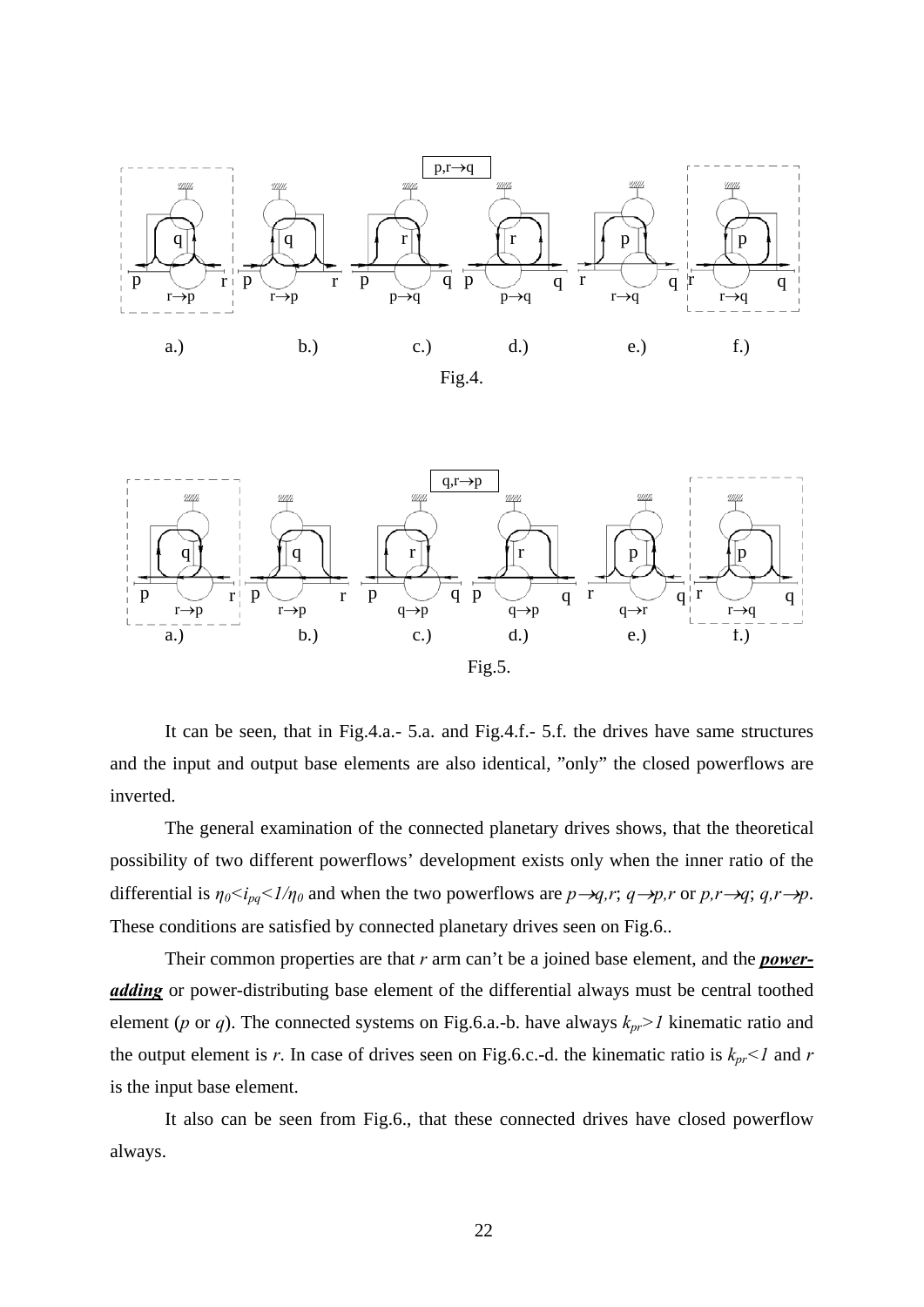Fig.4.

Fig.5.

It can be seen, that in Fig.4.a.- 5.a. and Fig.4.f.- 5.f. the drives have same structures and the input and output base elements are also identical, ”only” the closed powerflows are inverted.

The general examination of the connected planetary drives shows, that the theoretical possibility of two different powerflows’ development exists only when the inner ratio of the differential is $\eta_0 < i_{pq} < 1/\eta_0$ and when the two powerflows are $p \rightarrow q,r$; $q \rightarrow p,r$ or $p,r \rightarrow q$; $q,r \rightarrow p$. These conditions are satisfied by connected planetary drives seen on Fig.6..

Their common properties are that *r* arm can’t be a joined base element, and the ***power-adding*** or power-distributing base element of the differential always must be central toothed element (*p* or *q*). The connected systems on Fig.6.a.-b. have always $k_{pr} > 1$ kinematic ratio and the output element is *r*. In case of drives seen on Fig.6.c.-d. the kinematic ratio is $k_{pr} < 1$ and *r* is the input base element.

It also can be seen from Fig.6., that these connected drives have closed powerflow always.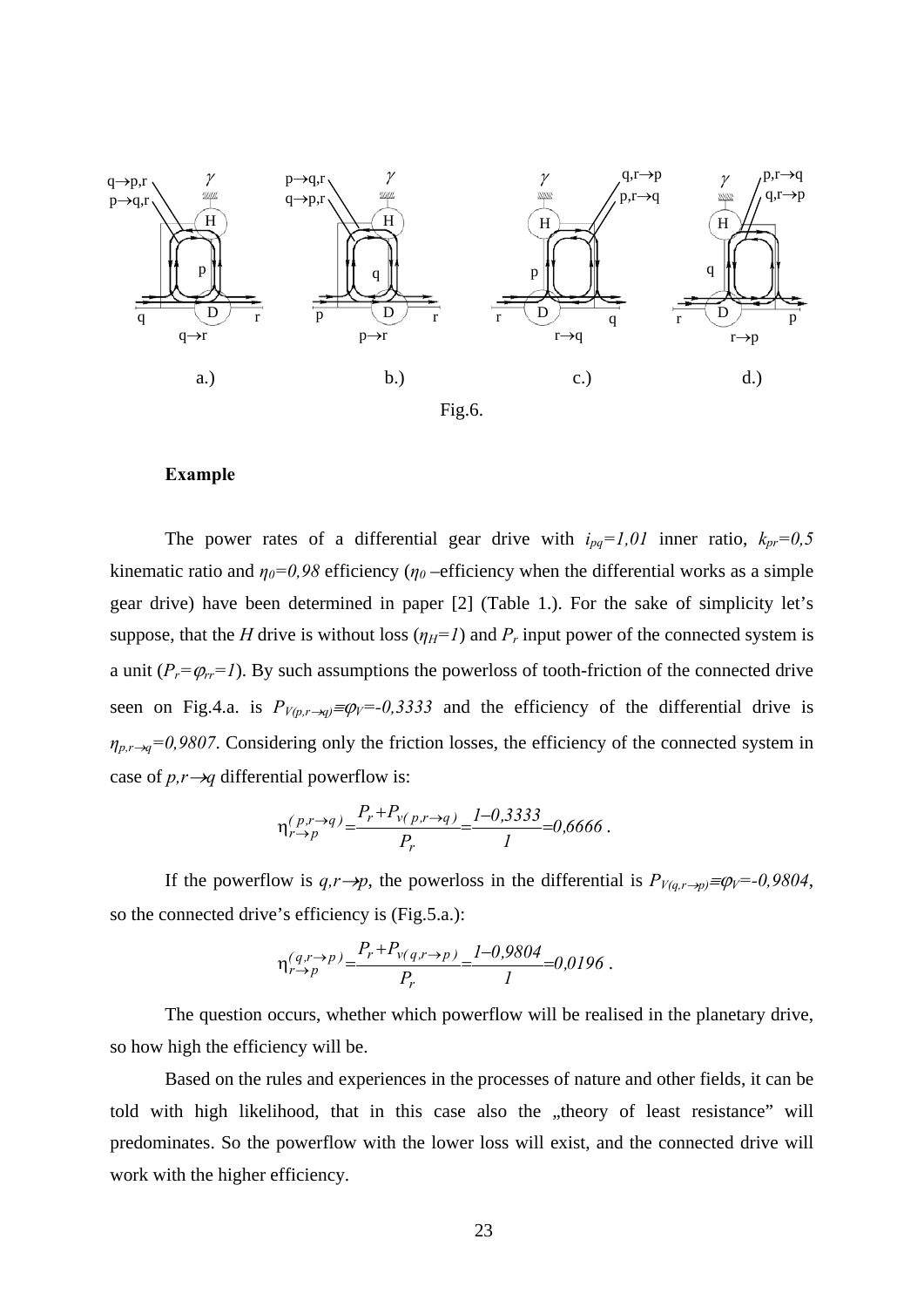a.) b.) c.) d.)

Fig.6.

**Example**

The power rates of a differential gear drive with $i_{pq}=1,01$ inner ratio, $k_{pr}=0,5$ kinematic ratio and $\eta_0=0,98$ efficiency ($\eta_0$ –efficiency when the differential works as a simple gear drive) have been determined in paper [2] (Table 1.). For the sake of simplicity let's suppose, that the *H* drive is without loss ($\eta_H=1$) and $P_r$ input power of the connected system is a unit ($P_r=\varphi_{rr}=1$). By such assumptions the powerloss of tooth-friction of the connected drive seen on Fig.4.a. is $P_{V(p,r\to q)}\equiv\varphi_V=-0,3333$ and the efficiency of the differential drive is $\eta_{p,r\to q}=0,9807$. Considering only the friction losses, the efficiency of the connected system in case of $p,r\to q$ differential powerflow is:

$$\eta_{r\to p}^{(p,r\to q)}=\frac{P_r+P_{v(p,r\to q)}}{P_r}=\frac{1-0,3333}{1}=0,6666\ .$$

If the powerflow is $q,r\to p$, the powerloss in the differential is $P_{V(q,r\to p)}\equiv\varphi_V=-0,9804$, so the connected drive's efficiency is (Fig.5.a.):

$$\eta_{r\to p}^{(q,r\to p)}=\frac{P_r+P_{v(q,r\to p)}}{P_r}=\frac{1-0,9804}{1}=0,0196\ .$$

The question occurs, whether which powerflow will be realised in the planetary drive, so how high the efficiency will be.

Based on the rules and experiences in the processes of nature and other fields, it can be told with high likelihood, that in this case also the „theory of least resistance" will predominates. So the powerflow with the lower loss will exist, and the connected drive will work with the higher efficiency.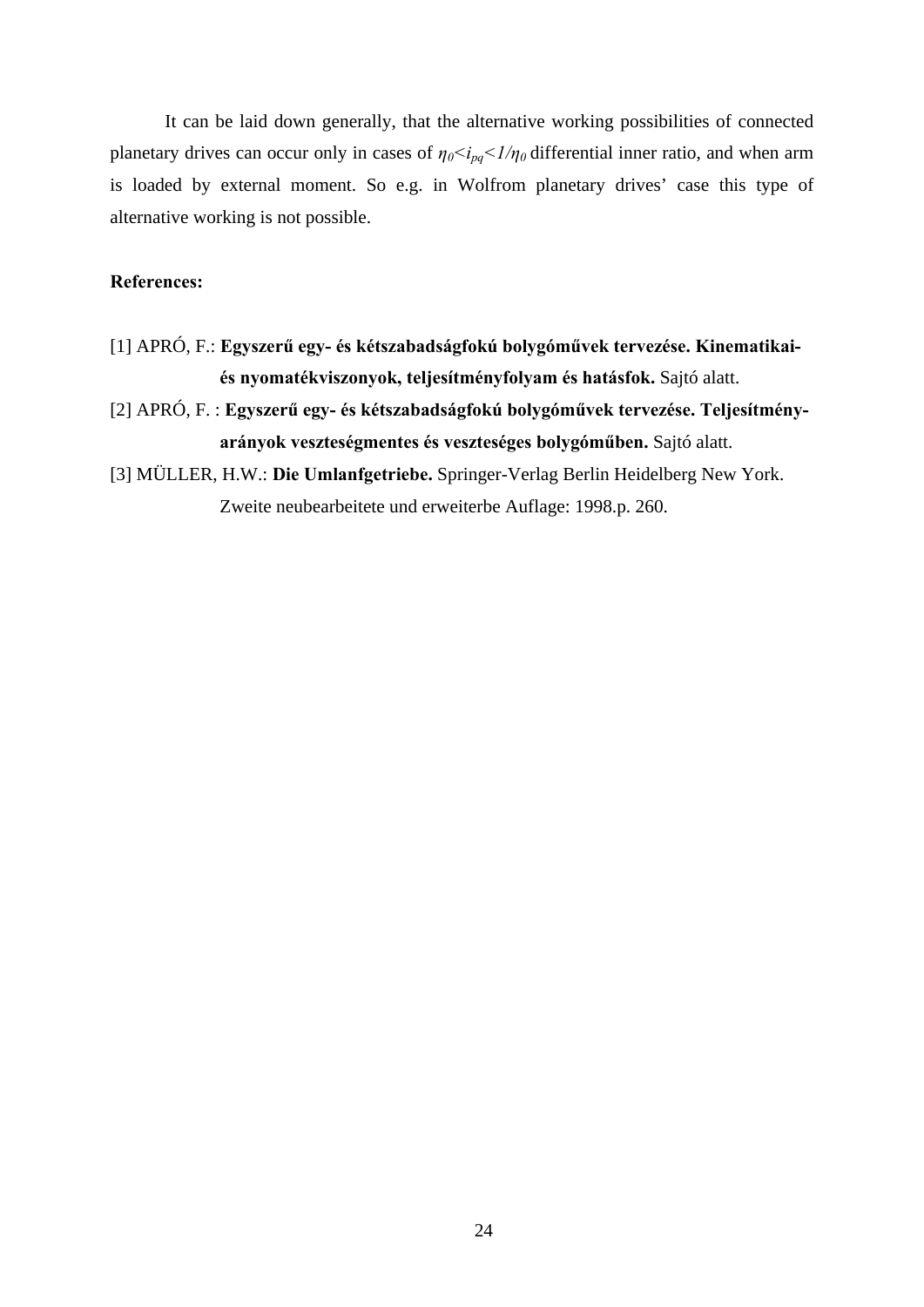It can be laid down generally, that the alternative working possibilities of connected planetary drives can occur only in cases of $\eta_0 < i_{pq} < 1/\eta_0$ differential inner ratio, and when arm is loaded by external moment. So e.g. in Wolfrom planetary drives' case this type of alternative working is not possible.

**References:**

[1] APRÓ, F.: **Egyszerű egy- és kétszabadságfokú bolygóművek tervezése. Kinematikai- és nyomatékviszonyok, teljesítményfolyam és hatásfok.** Sajtó alatt.

[2] APRÓ, F. : **Egyszerű egy- és kétszabadságfokú bolygóművek tervezése. Teljesítmény-arányok veszteségmentes és veszteséges bolygóműben.** Sajtó alatt.

[3] MÜLLER, H.W.: **Die Umlanfgetriebe.** Springer-Verlag Berlin Heidelberg New York. Zweite neubearbeitete und erweiterbe Auflage: 1998.p. 260.